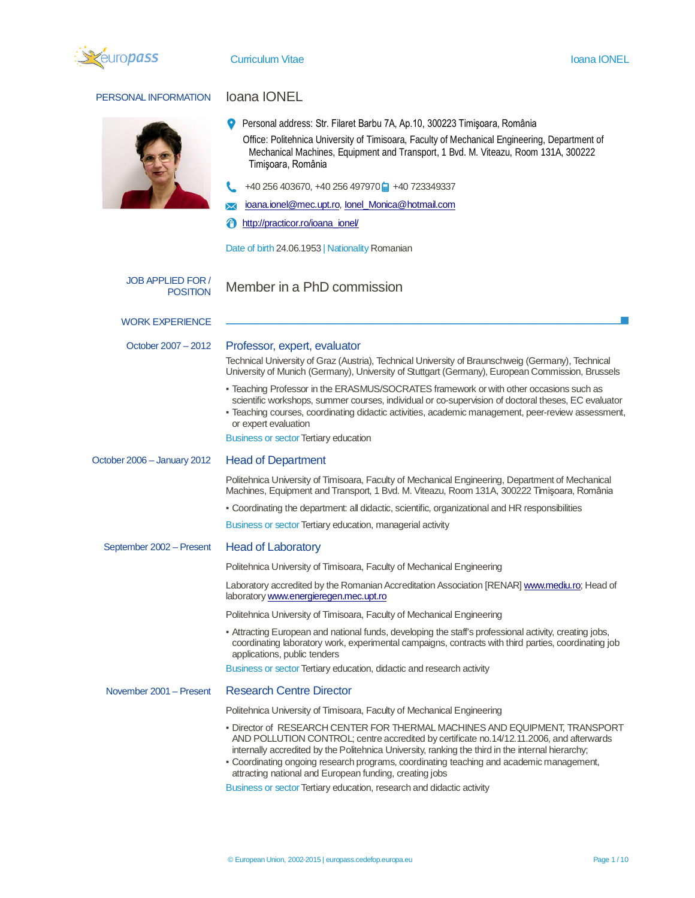# Curriculum Vitae — Ioana IONEL

## PERSONAL INFORMATION

**Ioana IONEL**

Personal address: Str. Filaret Barbu 7A, Ap.10, 300223 Timişoara, România

Office: Politehnica University of Timisoara, Faculty of Mechanical Engineering, Department of Mechanical Machines, Equipment and Transport, 1 Bvd. M. Viteazu, Room 131A, 300222 Timişoara, România

+40 256 403670, +40 256 497970 +40 723349337

ioana.ionel@mec.upt.ro, Ionel_Monica@hotmail.com

http://practicor.ro/ioana_ionel/

Date of birth 24.06.1953 | Nationality Romanian

## JOB APPLIED FOR / POSITION

Member in a PhD commission

## WORK EXPERIENCE

### October 2007 – 2012 — Professor, expert, evaluator

Technical University of Graz (Austria), Technical University of Braunschweig (Germany), Technical University of Munich (Germany), University of Stuttgart (Germany), European Commission, Brussels

- Teaching Professor in the ERASMUS/SOCRATES framework or with other occasions such as scientific workshops, summer courses, individual or co-supervision of doctoral theses, EC evaluator
- Teaching courses, coordinating didactic activities, academic management, peer-review assessment, or expert evaluation

Business or sector Tertiary education

### October 2006 – January 2012 — Head of Department

Politehnica University of Timisoara, Faculty of Mechanical Engineering, Department of Mechanical Machines, Equipment and Transport, 1 Bvd. M. Viteazu, Room 131A, 300222 Timişoara, România

- Coordinating the department: all didactic, scientific, organizational and HR responsibilities

Business or sector Tertiary education, managerial activity

### September 2002 – Present — Head of Laboratory

Politehnica University of Timisoara, Faculty of Mechanical Engineering

Laboratory accredited by the Romanian Accreditation Association [RENAR] www.mediu.ro; Head of laboratory www.energieregen.mec.upt.ro

Politehnica University of Timisoara, Faculty of Mechanical Engineering

- Attracting European and national funds, developing the staff's professional activity, creating jobs, coordinating laboratory work, experimental campaigns, contracts with third parties, coordinating job applications, public tenders

Business or sector Tertiary education, didactic and research activity

### November 2001 – Present — Research Centre Director

Politehnica University of Timisoara, Faculty of Mechanical Engineering

- Director of RESEARCH CENTER FOR THERMAL MACHINES AND EQUIPMENT, TRANSPORT AND POLLUTION CONTROL; centre accredited by certificate no.14/12.11.2006, and afterwards internally accredited by the Politehnica University, ranking the third in the internal hierarchy;
- Coordinating ongoing research programs, coordinating teaching and academic management, attracting national and European funding, creating jobs

Business or sector Tertiary education, research and didactic activity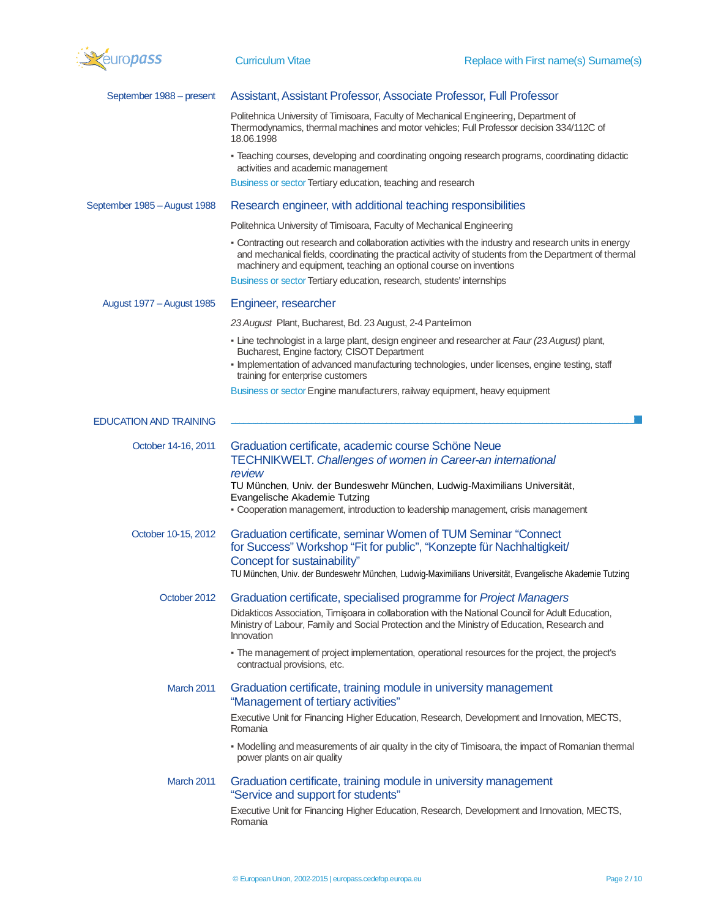September 1988 – present

### Assistant, Assistant Professor, Associate Professor, Full Professor

Politehnica University of Timisoara, Faculty of Mechanical Engineering, Department of Thermodynamics, thermal machines and motor vehicles; Full Professor decision 334/112C of 18.06.1998

- Teaching courses, developing and coordinating ongoing research programs, coordinating didactic activities and academic management

Business or sector Tertiary education, teaching and research

September 1985 – August 1988

### Research engineer, with additional teaching responsibilities

Politehnica University of Timisoara, Faculty of Mechanical Engineering

- Contracting out research and collaboration activities with the industry and research units in energy and mechanical fields, coordinating the practical activity of students from the Department of thermal machinery and equipment, teaching an optional course on inventions

Business or sector Tertiary education, research, students' internships

August 1977 – August 1985

### Engineer, researcher

*23 August* Plant, Bucharest, Bd. 23 August, 2-4 Pantelimon

- Line technologist in a large plant, design engineer and researcher at *Faur (23 August)* plant, Bucharest, Engine factory, CISOT Department
- Implementation of advanced manufacturing technologies, under licenses, engine testing, staff training for enterprise customers

Business or sector Engine manufacturers, railway equipment, heavy equipment

## EDUCATION AND TRAINING

October 14-16, 2011

### Graduation certificate, academic course Schöne Neue TECHNIKWELT. *Challenges of women in Career-an international review*

TU München, Univ. der Bundeswehr München, Ludwig-Maximilians Universität, Evangelische Akademie Tutzing

- Cooperation management, introduction to leadership management, crisis management

October 10-15, 2012

### Graduation certificate, seminar Women of TUM Seminar "Connect for Success" Workshop "Fit for public", "Konzepte für Nachhaltigkeit/ Concept for sustainability"

TU München, Univ. der Bundeswehr München, Ludwig-Maximilians Universität, Evangelische Akademie Tutzing

October 2012

### Graduation certificate, specialised programme for *Project Managers*

Didakticos Association, Timişoara in collaboration with the National Council for Adult Education, Ministry of Labour, Family and Social Protection and the Ministry of Education, Research and Innovation

- The management of project implementation, operational resources for the project, the project's contractual provisions, etc.

March 2011

### Graduation certificate, training module in university management "Management of tertiary activities"

Executive Unit for Financing Higher Education, Research, Development and Innovation, MECTS, Romania

- Modelling and measurements of air quality in the city of Timisoara, the impact of Romanian thermal power plants on air quality

March 2011

### Graduation certificate, training module in university management "Service and support for students"

Executive Unit for Financing Higher Education, Research, Development and Innovation, MECTS, Romania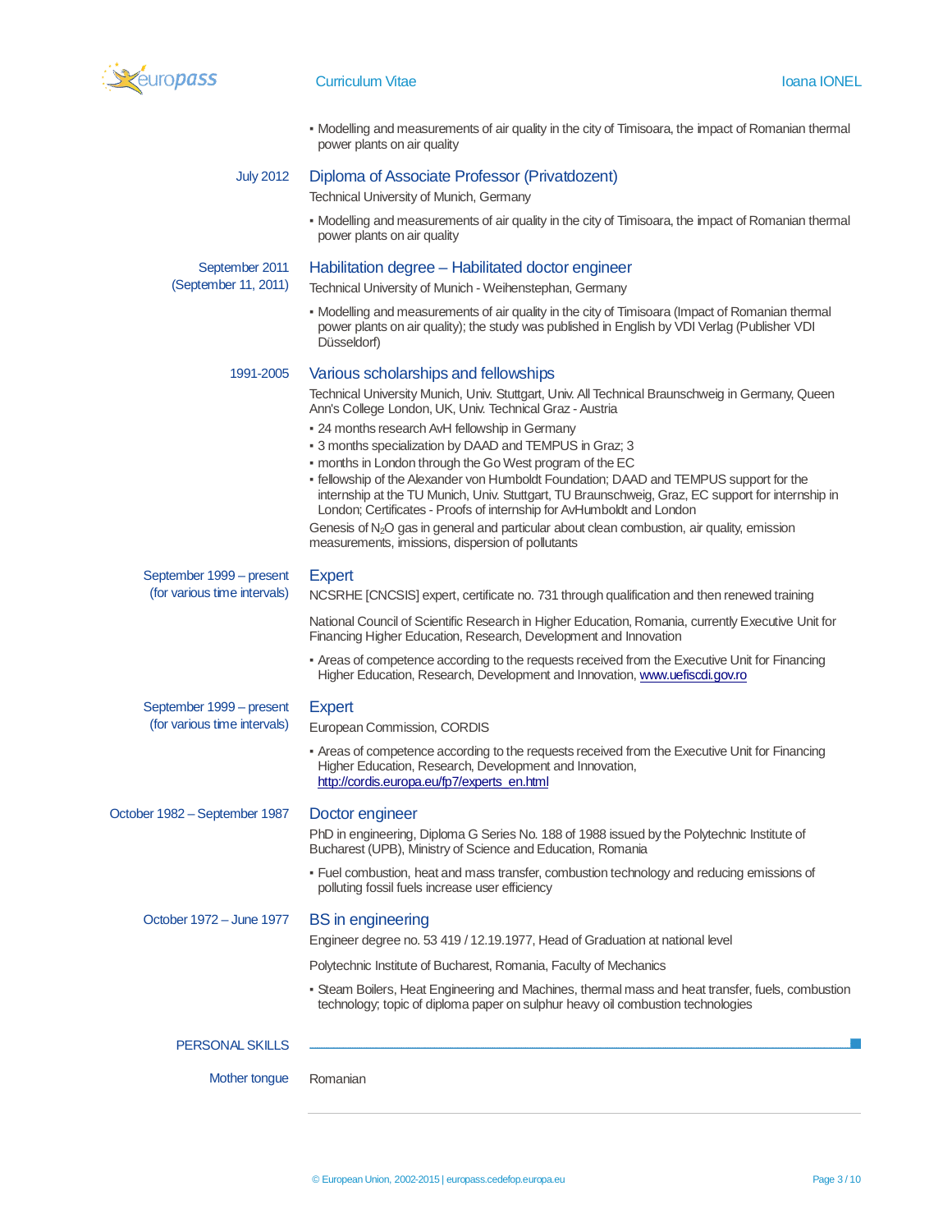- Modelling and measurements of air quality in the city of Timisoara, the impact of Romanian thermal power plants on air quality

July 2012

### Diploma of Associate Professor (Privatdozent)

Technical University of Munich, Germany

- Modelling and measurements of air quality in the city of Timisoara, the impact of Romanian thermal power plants on air quality

September 2011 (September 11, 2011)

### Habilitation degree – Habilitated doctor engineer

Technical University of Munich - Weihenstephan, Germany

- Modelling and measurements of air quality in the city of Timisoara (Impact of Romanian thermal power plants on air quality); the study was published in English by VDI Verlag (Publisher VDI Düsseldorf)

1991-2005

### Various scholarships and fellowships

Technical University Munich, Univ. Stuttgart, Univ. All Technical Braunschweig in Germany, Queen Ann's College London, UK, Univ. Technical Graz - Austria

- 24 months research AvH fellowship in Germany
- 3 months specialization by DAAD and TEMPUS in Graz; 3
- months in London through the Go West program of the EC
- fellowship of the Alexander von Humboldt Foundation; DAAD and TEMPUS support for the internship at the TU Munich, Univ. Stuttgart, TU Braunschweig, Graz, EC support for internship in London; Certificates - Proofs of internship for AvHumboldt and London

Genesis of $N_2O$ gas in general and particular about clean combustion, air quality, emission measurements, imissions, dispersion of pollutants

September 1999 – present (for various time intervals)

### Expert

NCSRHE [CNCSIS] expert, certificate no. 731 through qualification and then renewed training

National Council of Scientific Research in Higher Education, Romania, currently Executive Unit for Financing Higher Education, Research, Development and Innovation

- Areas of competence according to the requests received from the Executive Unit for Financing Higher Education, Research, Development and Innovation, www.uefiscdi.gov.ro

September 1999 – present (for various time intervals)

### Expert

European Commission, CORDIS

- Areas of competence according to the requests received from the Executive Unit for Financing Higher Education, Research, Development and Innovation, http://cordis.europa.eu/fp7/experts_en.html

October 1982 – September 1987

### Doctor engineer

PhD in engineering, Diploma G Series No. 188 of 1988 issued by the Polytechnic Institute of Bucharest (UPB), Ministry of Science and Education, Romania

- Fuel combustion, heat and mass transfer, combustion technology and reducing emissions of polluting fossil fuels increase user efficiency

October 1972 – June 1977

### BS in engineering

Engineer degree no. 53 419 / 12.19.1977, Head of Graduation at national level

Polytechnic Institute of Bucharest, Romania, Faculty of Mechanics

- Steam Boilers, Heat Engineering and Machines, thermal mass and heat transfer, fuels, combustion technology; topic of diploma paper on sulphur heavy oil combustion technologies

## PERSONAL SKILLS

Mother tongue: Romanian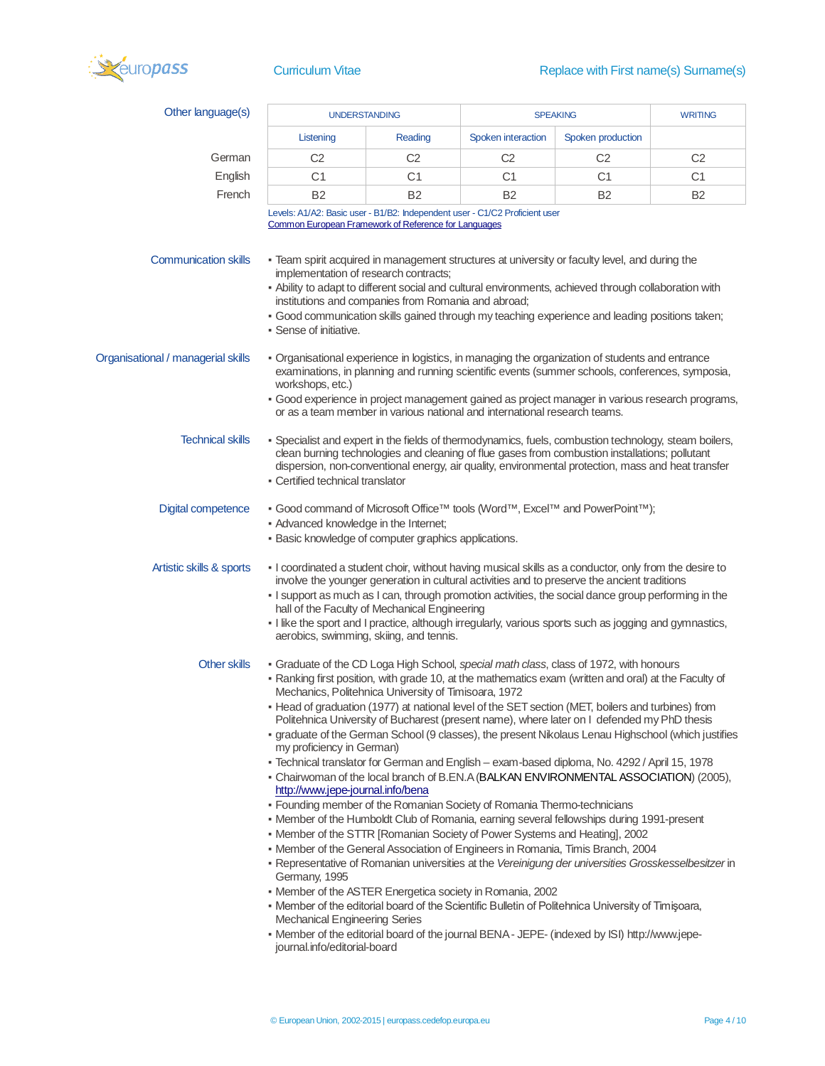## Other language(s)

| | UNDERSTANDING | | SPEAKING | | WRITING |
|---|---|---|---|---|---|
| | Listening | Reading | Spoken interaction | Spoken production | |
| German | C2 | C2 | C2 | C2 | C2 |
| English | C1 | C1 | C1 | C1 | C1 |
| French | B2 | B2 | B2 | B2 | B2 |

Levels: A1/A2: Basic user - B1/B2: Independent user - C1/C2 Proficient user
[Common European Framework of Reference for Languages]

## Communication skills

- Team spirit acquired in management structures at university or faculty level, and during the implementation of research contracts;
- Ability to adapt to different social and cultural environments, achieved through collaboration with institutions and companies from Romania and abroad;
- Good communication skills gained through my teaching experience and leading positions taken;
- Sense of initiative.

## Organisational / managerial skills

- Organisational experience in logistics, in managing the organization of students and entrance examinations, in planning and running scientific events (summer schools, conferences, symposia, workshops, etc.)
- Good experience in project management gained as project manager in various research programs, or as a team member in various national and international research teams.

## Technical skills

- Specialist and expert in the fields of thermodynamics, fuels, combustion technology, steam boilers, clean burning technologies and cleaning of flue gases from combustion installations; pollutant dispersion, non-conventional energy, air quality, environmental protection, mass and heat transfer
- Certified technical translator

## Digital competence

- Good command of Microsoft Office™ tools (Word™, Excel™ and PowerPoint™);
- Advanced knowledge in the Internet;
- Basic knowledge of computer graphics applications.

## Artistic skills & sports

- I coordinated a student choir, without having musical skills as a conductor, only from the desire to involve the younger generation in cultural activities and to preserve the ancient traditions
- I support as much as I can, through promotion activities, the social dance group performing in the hall of the Faculty of Mechanical Engineering
- I like the sport and I practice, although irregularly, various sports such as jogging and gymnastics, aerobics, swimming, skiing, and tennis.

## Other skills

- Graduate of the CD Loga High School, *special math class*, class of 1972, with honours
- Ranking first position, with grade 10, at the mathematics exam (written and oral) at the Faculty of Mechanics, Politehnica University of Timisoara, 1972
- Head of graduation (1977) at national level of the SET section (MET, boilers and turbines) from Politehnica University of Bucharest (present name), where later on I defended my PhD thesis
- graduate of the German School (9 classes), the present Nikolaus Lenau Highschool (which justifies my proficiency in German)
- Technical translator for German and English – exam-based diploma, No. 4292 / April 15, 1978
- Chairwoman of the local branch of B.EN.A (BALKAN ENVIRONMENTAL ASSOCIATION) (2005), http://www.jepe-journal.info/bena
- Founding member of the Romanian Society of Romania Thermo-technicians
- Member of the Humboldt Club of Romania, earning several fellowships during 1991-present
- Member of the STTR [Romanian Society of Power Systems and Heating], 2002
- Member of the General Association of Engineers in Romania, Timis Branch, 2004
- Representative of Romanian universities at the *Vereinigung der universities Grosskesselbesitzer* in Germany, 1995
- Member of the ASTER Energetica society in Romania, 2002
- Member of the editorial board of the Scientific Bulletin of Politehnica University of Timişoara, Mechanical Engineering Series
- Member of the editorial board of the journal BENA - JEPE- (indexed by ISI) http://www.jepe-journal.info/editorial-board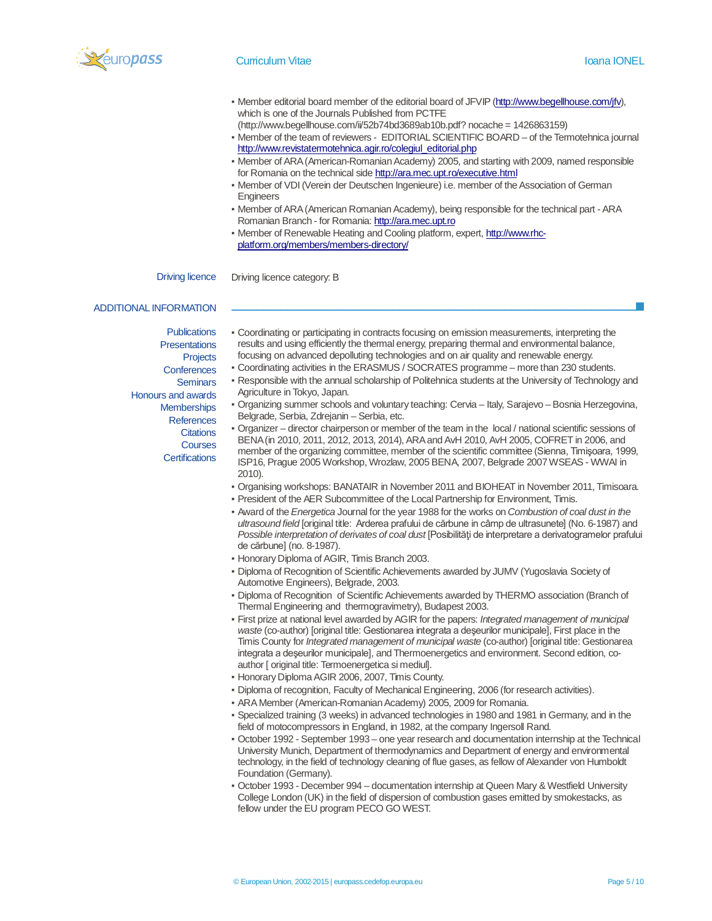- Member editorial board member of the editorial board of JFVIP (http://www.begellhouse.com/jfv), which is one of the Journals Published from PCTFE (http://www.begellhouse.com/ii/52b74bd3689ab10b.pdf? nocache = 1426863159)
- Member of the team of reviewers - EDITORIAL SCIENTIFIC BOARD – of the Termotehnica journal http://www.revistatermotehnica.agir.ro/colegiul_editorial.php
- Member of ARA (American-Romanian Academy) 2005, and starting with 2009, named responsible for Romania on the technical side http://ara.mec.upt.ro/executive.html
- Member of VDI (Verein der Deutschen Ingenieure) i.e. member of the Association of German Engineers
- Member of ARA (American Romanian Academy), being responsible for the technical part - ARA Romanian Branch - for Romania: http://ara.mec.upt.ro
- Member of Renewable Heating and Cooling platform, expert, http://www.rhc-platform.org/members/members-directory/

**Driving licence**

Driving licence category: B

## ADDITIONAL INFORMATION

**Publications**
**Presentations**
**Projects**
**Conferences**
**Seminars**
**Honours and awards**
**Memberships**
**References**
**Citations**
**Courses**
**Certifications**

- Coordinating or participating in contracts focusing on emission measurements, interpreting the results and using efficiently the thermal energy, preparing thermal and environmental balance, focusing on advanced depolluting technologies and on air quality and renewable energy.
- Coordinating activities in the ERASMUS / SOCRATES programme – more than 230 students.
- Responsible with the annual scholarship of Politehnica students at the University of Technology and Agriculture in Tokyo, Japan.
- Organizing summer schools and voluntary teaching: Cervia – Italy, Sarajevo – Bosnia Herzegovina, Belgrade, Serbia, Zdrejanin – Serbia, etc.
- Organizer – director chairperson or member of the team in the local / national scientific sessions of BENA (in 2010, 2011, 2012, 2013, 2014), ARA and AvH 2010, AvH 2005, COFRET in 2006, and member of the organizing committee, member of the scientific committee (Sienna, Timişoara, 1999, ISP16, Prague 2005 Workshop, Wrozlaw, 2005 BENA, 2007, Belgrade 2007 WSEAS - WWAI in 2010).
- Organising workshops: BANATAIR in November 2011 and BIOHEAT in November 2011, Timisoara.
- President of the AER Subcommittee of the Local Partnership for Environment, Timis.
- Award of the *Energetica* Journal for the year 1988 for the works on *Combustion of coal dust in the ultrasound field* [original title: Arderea prafului de cărbune in câmp de ultrasunete] (No. 6-1987) and *Possible interpretation of derivates of coal dust* [Posibilităţi de interpretare a derivatogramelor prafului de cărbune] (no. 8-1987).
- Honorary Diploma of AGIR, Timis Branch 2003.
- Diploma of Recognition of Scientific Achievements awarded by JUMV (Yugoslavia Society of Automotive Engineers), Belgrade, 2003.
- Diploma of Recognition of Scientific Achievements awarded by THERMO association (Branch of Thermal Engineering and thermogravimetry), Budapest 2003.
- First prize at national level awarded by AGIR for the papers: *Integrated management of municipal waste* (co-author) [original title: Gestionarea integrata a deşeurilor municipale], First place in the Timis County for *Integrated management of municipal waste* (co-author) [original title: Gestionarea integrata a deşeurilor municipale], and Thermoenergetics and environment. Second edition, co-author [ original title: Termoenergetica si mediul].
- Honorary Diploma AGIR 2006, 2007, Timis County.
- Diploma of recognition, Faculty of Mechanical Engineering, 2006 (for research activities).
- ARA Member (American-Romanian Academy) 2005, 2009 for Romania.
- Specialized training (3 weeks) in advanced technologies in 1980 and 1981 in Germany, and in the field of motocompressors in England, in 1982, at the company Ingersoll Rand.
- October 1992 - September 1993 – one year research and documentation internship at the Technical University Munich, Department of thermodynamics and Department of energy and environmental technology, in the field of technology cleaning of flue gases, as fellow of Alexander von Humboldt Foundation (Germany).
- October 1993 - December 994 – documentation internship at Queen Mary & Westfield University College London (UK) in the field of dispersion of combustion gases emitted by smokestacks, as fellow under the EU program PECO GO WEST.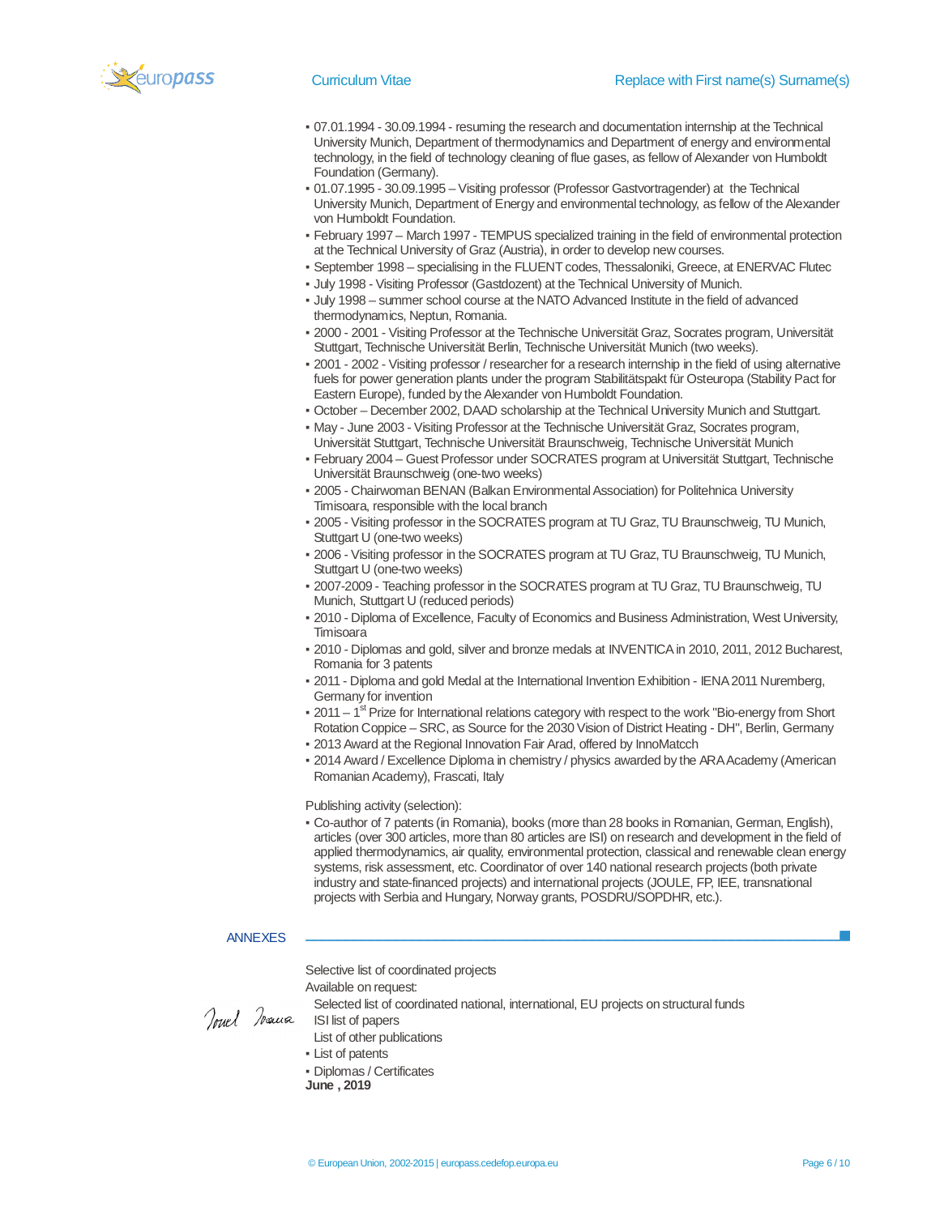- 07.01.1994 - 30.09.1994 - resuming the research and documentation internship at the Technical University Munich, Department of thermodynamics and Department of energy and environmental technology, in the field of technology cleaning of flue gases, as fellow of Alexander von Humboldt Foundation (Germany).
- 01.07.1995 - 30.09.1995 – Visiting professor (Professor Gastvortragender) at the Technical University Munich, Department of Energy and environmental technology, as fellow of the Alexander von Humboldt Foundation.
- February 1997 – March 1997 - TEMPUS specialized training in the field of environmental protection at the Technical University of Graz (Austria), in order to develop new courses.
- September 1998 – specialising in the FLUENT codes, Thessaloniki, Greece, at ENERVAC Flutec
- July 1998 - Visiting Professor (Gastdozent) at the Technical University of Munich.
- July 1998 – summer school course at the NATO Advanced Institute in the field of advanced thermodynamics, Neptun, Romania.
- 2000 - 2001 - Visiting Professor at the Technische Universität Graz, Socrates program, Universität Stuttgart, Technische Universität Berlin, Technische Universität Munich (two weeks).
- 2001 - 2002 - Visiting professor / researcher for a research internship in the field of using alternative fuels for power generation plants under the program Stabilitätspakt für Osteuropa (Stability Pact for Eastern Europe), funded by the Alexander von Humboldt Foundation.
- October – December 2002, DAAD scholarship at the Technical University Munich and Stuttgart.
- May - June 2003 - Visiting Professor at the Technische Universität Graz, Socrates program, Universität Stuttgart, Technische Universität Braunschweig, Technische Universität Munich
- February 2004 – Guest Professor under SOCRATES program at Universität Stuttgart, Technische Universität Braunschweig (one-two weeks)
- 2005 - Chairwoman BENAN (Balkan Environmental Association) for Politehnica University Timisoara, responsible with the local branch
- 2005 - Visiting professor in the SOCRATES program at TU Graz, TU Braunschweig, TU Munich, Stuttgart U (one-two weeks)
- 2006 - Visiting professor in the SOCRATES program at TU Graz, TU Braunschweig, TU Munich, Stuttgart U (one-two weeks)
- 2007-2009 - Teaching professor in the SOCRATES program at TU Graz, TU Braunschweig, TU Munich, Stuttgart U (reduced periods)
- 2010 - Diploma of Excellence, Faculty of Economics and Business Administration, West University, Timisoara
- 2010 - Diplomas and gold, silver and bronze medals at INVENTICA in 2010, 2011, 2012 Bucharest, Romania for 3 patents
- 2011 - Diploma and gold Medal at the International Invention Exhibition - IENA 2011 Nuremberg, Germany for invention
- 2011 – 1st Prize for International relations category with respect to the work "Bio-energy from Short Rotation Coppice – SRC, as Source for the 2030 Vision of District Heating - DH", Berlin, Germany
- 2013 Award at the Regional Innovation Fair Arad, offered by InnoMatcch
- 2014 Award / Excellence Diploma in chemistry / physics awarded by the ARA Academy (American Romanian Academy), Frascati, Italy

Publishing activity (selection):

- Co-author of 7 patents (in Romania), books (more than 28 books in Romanian, German, English), articles (over 300 articles, more than 80 articles are ISI) on research and development in the field of applied thermodynamics, air quality, environmental protection, classical and renewable clean energy systems, risk assessment, etc. Coordinator of over 140 national research projects (both private industry and state-financed projects) and international projects (JOULE, FP, IEE, transnational projects with Serbia and Hungary, Norway grants, POSDRU/SOPDHR, etc.).

## ANNEXES

Selective list of coordinated projects

Available on request:

Selected list of coordinated national, international, EU projects on structural funds

ISI list of papers

List of other publications

- List of patents
- Diplomas / Certificates

**June , 2019**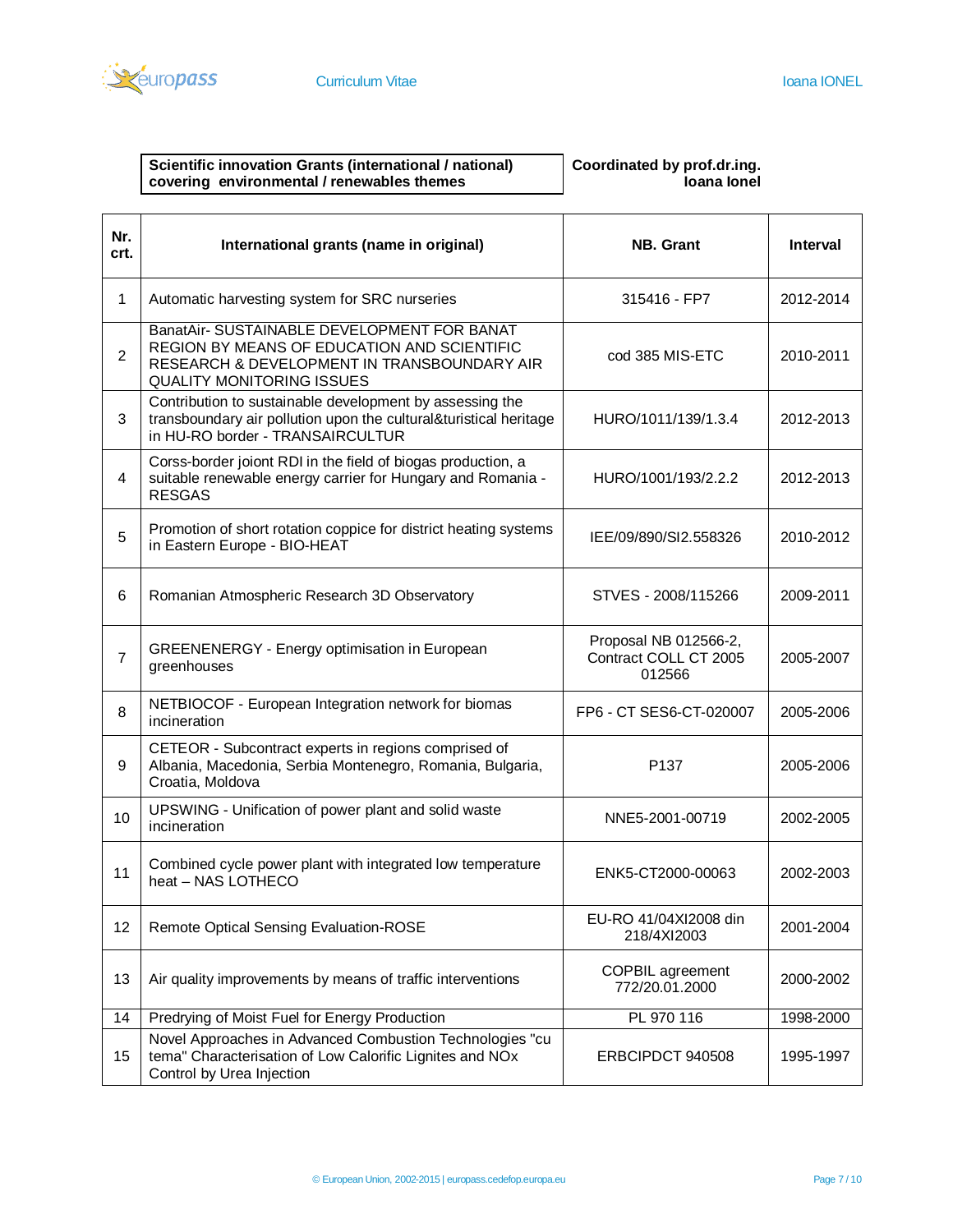**Scientific innovation Grants (international / national) covering environmental / renewables themes**

**Coordinated by prof.dr.ing. Ioana Ionel**

| Nr. crt. | International grants (name in original) | NB. Grant | Interval |
|---|---|---|---|
| 1 | Automatic harvesting system for SRC nurseries | 315416 - FP7 | 2012-2014 |
| 2 | BanatAir- SUSTAINABLE DEVELOPMENT FOR BANAT REGION BY MEANS OF EDUCATION AND SCIENTIFIC RESEARCH & DEVELOPMENT IN TRANSBOUNDARY AIR QUALITY MONITORING ISSUES | cod 385 MIS-ETC | 2010-2011 |
| 3 | Contribution to sustainable development by assessing the transboundary air pollution upon the cultural&turistical heritage in HU-RO border - TRANSAIRCULTUR | HURO/1011/139/1.3.4 | 2012-2013 |
| 4 | Corss-border joiont RDI in the field of biogas production, a suitable renewable energy carrier for Hungary and Romania - RESGAS | HURO/1001/193/2.2.2 | 2012-2013 |
| 5 | Promotion of short rotation coppice for district heating systems in Eastern Europe - BIO-HEAT | IEE/09/890/SI2.558326 | 2010-2012 |
| 6 | Romanian Atmospheric Research 3D Observatory | STVES - 2008/115266 | 2009-2011 |
| 7 | GREENENERGY - Energy optimisation in European greenhouses | Proposal NB 012566-2, Contract COLL CT 2005 012566 | 2005-2007 |
| 8 | NETBIOCOF - European Integration network for biomas incineration | FP6 - CT SES6-CT-020007 | 2005-2006 |
| 9 | CETEOR - Subcontract experts in regions comprised of Albania, Macedonia, Serbia Montenegro, Romania, Bulgaria, Croatia, Moldova | P137 | 2005-2006 |
| 10 | UPSWING - Unification of power plant and solid waste incineration | NNE5-2001-00719 | 2002-2005 |
| 11 | Combined cycle power plant with integrated low temperature heat – NAS LOTHECO | ENK5-CT2000-00063 | 2002-2003 |
| 12 | Remote Optical Sensing Evaluation-ROSE | EU-RO 41/04XI2008 din 218/4XI2003 | 2001-2004 |
| 13 | Air quality improvements by means of traffic interventions | COPBIL agreement 772/20.01.2000 | 2000-2002 |
| 14 | Predrying of Moist Fuel for Energy Production | PL 970 116 | 1998-2000 |
| 15 | Novel Approaches in Advanced Combustion Technologies "cu tema" Characterisation of Low Calorific Lignites and NOx Control by Urea Injection | ERBCIPDCT 940508 | 1995-1997 |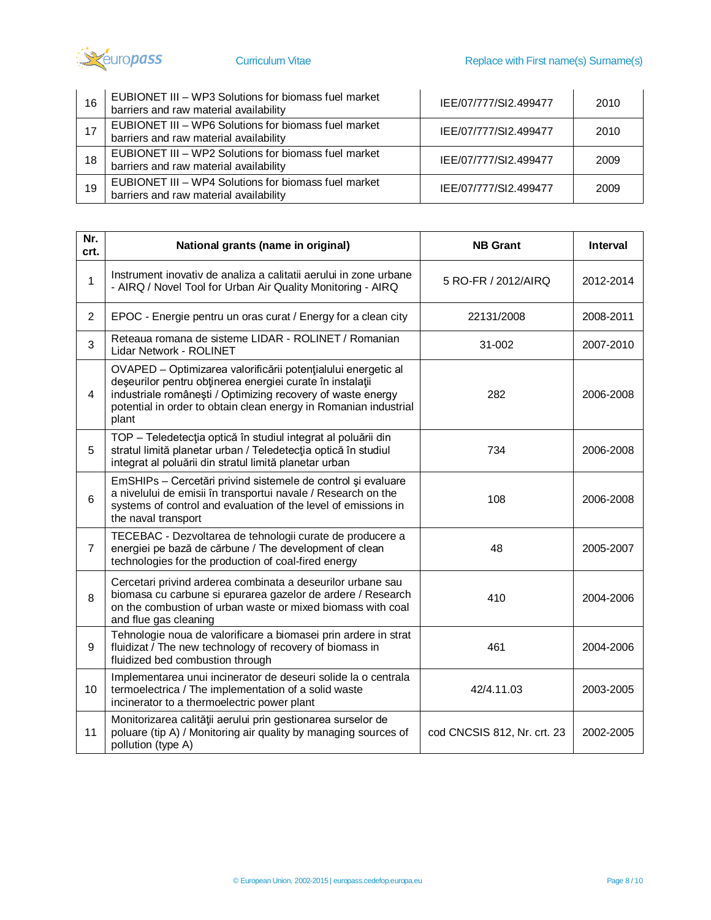| | | | |
|---|---|---|---|
| 16 | EUBIONET III – WP3 Solutions for biomass fuel market barriers and raw material availability | IEE/07/777/SI2.499477 | 2010 |
| 17 | EUBIONET III – WP6 Solutions for biomass fuel market barriers and raw material availability | IEE/07/777/SI2.499477 | 2010 |
| 18 | EUBIONET III – WP2 Solutions for biomass fuel market barriers and raw material availability | IEE/07/777/SI2.499477 | 2009 |
| 19 | EUBIONET III – WP4 Solutions for biomass fuel market barriers and raw material availability | IEE/07/777/SI2.499477 | 2009 |

| Nr. crt. | National grants (name in original) | NB Grant | Interval |
|---|---|---|---|
| 1 | Instrument inovativ de analiza a calitatii aerului in zone urbane - AIRQ / Novel Tool for Urban Air Quality Monitoring - AIRQ | 5 RO-FR / 2012/AIRQ | 2012-2014 |
| 2 | EPOC - Energie pentru un oras curat / Energy for a clean city | 22131/2008 | 2008-2011 |
| 3 | Reteaua romana de sisteme LIDAR - ROLINET / Romanian Lidar Network - ROLINET | 31-002 | 2007-2010 |
| 4 | OVAPED – Optimizarea valorificării potenţialului energetic al deşeurilor pentru obţinerea energiei curate în instalaţii industriale româneşti / Optimizing recovery of waste energy potential in order to obtain clean energy in Romanian industrial plant | 282 | 2006-2008 |
| 5 | TOP – Teledetecţia optică în studiul integrat al poluării din stratul limită planetar urban / Teledetecţia optică în studiul integrat al poluării din stratul limită planetar urban | 734 | 2006-2008 |
| 6 | EmSHIPs – Cercetări privind sistemele de control şi evaluare a nivelului de emisii în transportui navale / Research on the systems of control and evaluation of the level of emissions in the naval transport | 108 | 2006-2008 |
| 7 | TECEBAC - Dezvoltarea de tehnologii curate de producere a energiei pe bază de cărbune / The development of clean technologies for the production of coal-fired energy | 48 | 2005-2007 |
| 8 | Cercetari privind arderea combinata a deseurilor urbane sau biomasa cu carbune si epurarea gazelor de ardere / Research on the combustion of urban waste or mixed biomass with coal and flue gas cleaning | 410 | 2004-2006 |
| 9 | Tehnologie noua de valorificare a biomasei prin ardere in strat fluidizat / The new technology of recovery of biomass in fluidized bed combustion through | 461 | 2004-2006 |
| 10 | Implementarea unui incinerator de deseuri solide la o centrala termoelectrica / The implementation of a solid waste incinerator to a thermoelectric power plant | 42/4.11.03 | 2003-2005 |
| 11 | Monitorizarea calităţii aerului prin gestionarea surselor de poluare (tip A) / Monitoring air quality by managing sources of pollution (type A) | cod CNCSIS 812, Nr. crt. 23 | 2002-2005 |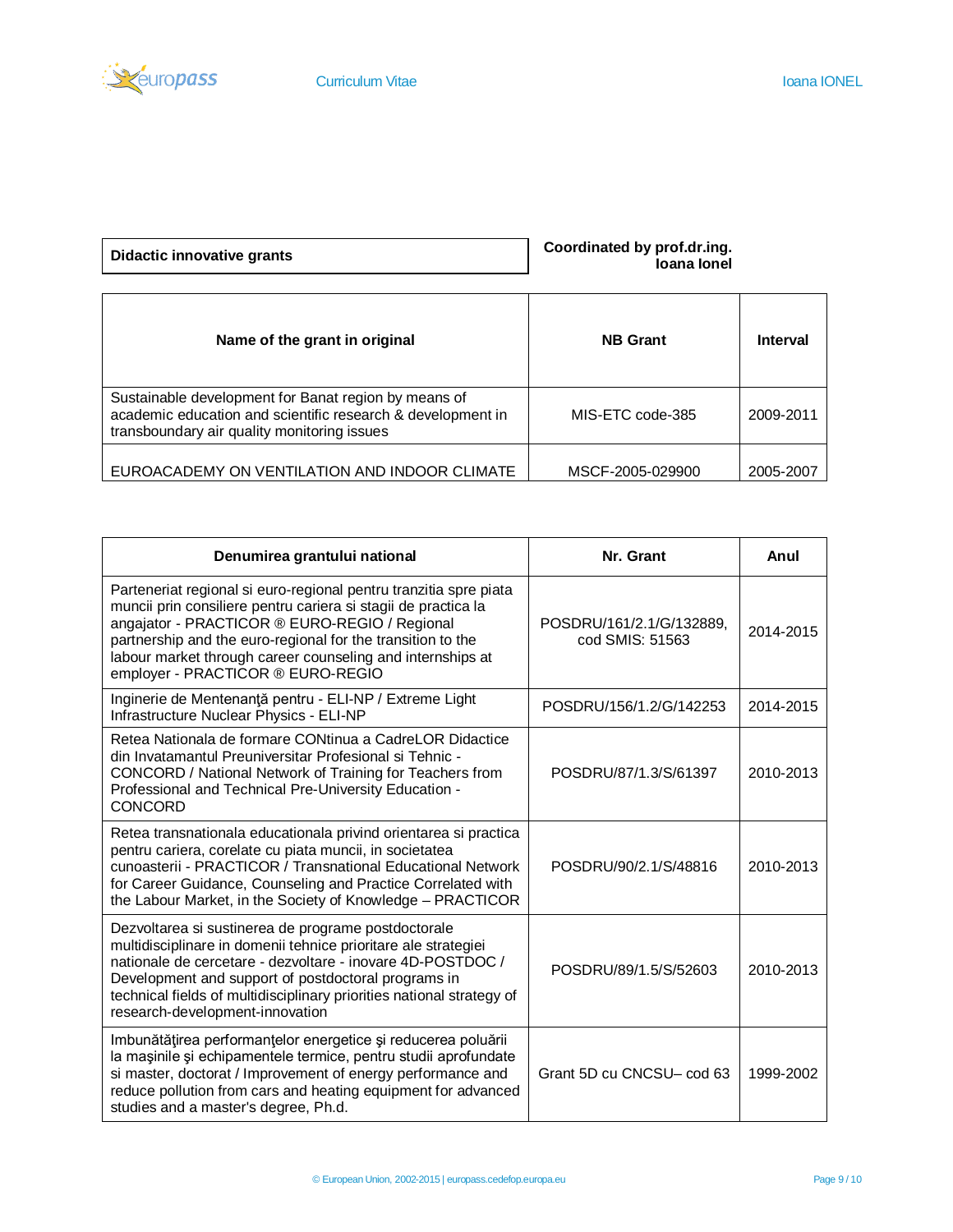| Didactic innovative grants | Coordinated by prof.dr.ing. Ioana Ionel |
|---|---|

| Name of the grant in original | NB Grant | Interval |
|---|---|---|
| Sustainable development for Banat region by means of academic education and scientific research & development in transboundary air quality monitoring issues | MIS-ETC code-385 | 2009-2011 |
| EUROACADEMY ON VENTILATION AND INDOOR CLIMATE | MSCF-2005-029900 | 2005-2007 |

| Denumirea grantului national | Nr. Grant | Anul |
|---|---|---|
| Parteneriat regional si euro-regional pentru tranzitia spre piata muncii prin consiliere pentru cariera si stagii de practica la angajator - PRACTICOR ® EURO-REGIO / Regional partnership and the euro-regional for the transition to the labour market through career counseling and internships at employer - PRACTICOR ® EURO-REGIO | POSDRU/161/2.1/G/132889, cod SMIS: 51563 | 2014-2015 |
| Inginerie de Mentenanţă pentru - ELI-NP / Extreme Light Infrastructure Nuclear Physics - ELI-NP | POSDRU/156/1.2/G/142253 | 2014-2015 |
| Retea Nationala de formare CONtinua a CadreLOR Didactice din Invatamantul Preuniversitar Profesional si Tehnic - CONCORD / National Network of Training for Teachers from Professional and Technical Pre-University Education - CONCORD | POSDRU/87/1.3/S/61397 | 2010-2013 |
| Retea transnationala educationala privind orientarea si practica pentru cariera, corelate cu piata muncii, in societatea cunoasterii - PRACTICOR / Transnational Educational Network for Career Guidance, Counseling and Practice Correlated with the Labour Market, in the Society of Knowledge – PRACTICOR | POSDRU/90/2.1/S/48816 | 2010-2013 |
| Dezvoltarea si sustinerea de programe postdoctorale multidisciplinare in domenii tehnice prioritare ale strategiei nationale de cercetare - dezvoltare - inovare 4D-POSTDOC / Development and support of postdoctoral programs in technical fields of multidisciplinary priorities national strategy of research-development-innovation | POSDRU/89/1.5/S/52603 | 2010-2013 |
| Imbunătăţirea performanţelor energetice şi reducerea poluării la maşinile şi echipamentele termice, pentru studii aprofundate si master, doctorat / Improvement of energy performance and reduce pollution from cars and heating equipment for advanced studies and a master's degree, Ph.d. | Grant 5D cu CNCSU– cod 63 | 1999-2002 |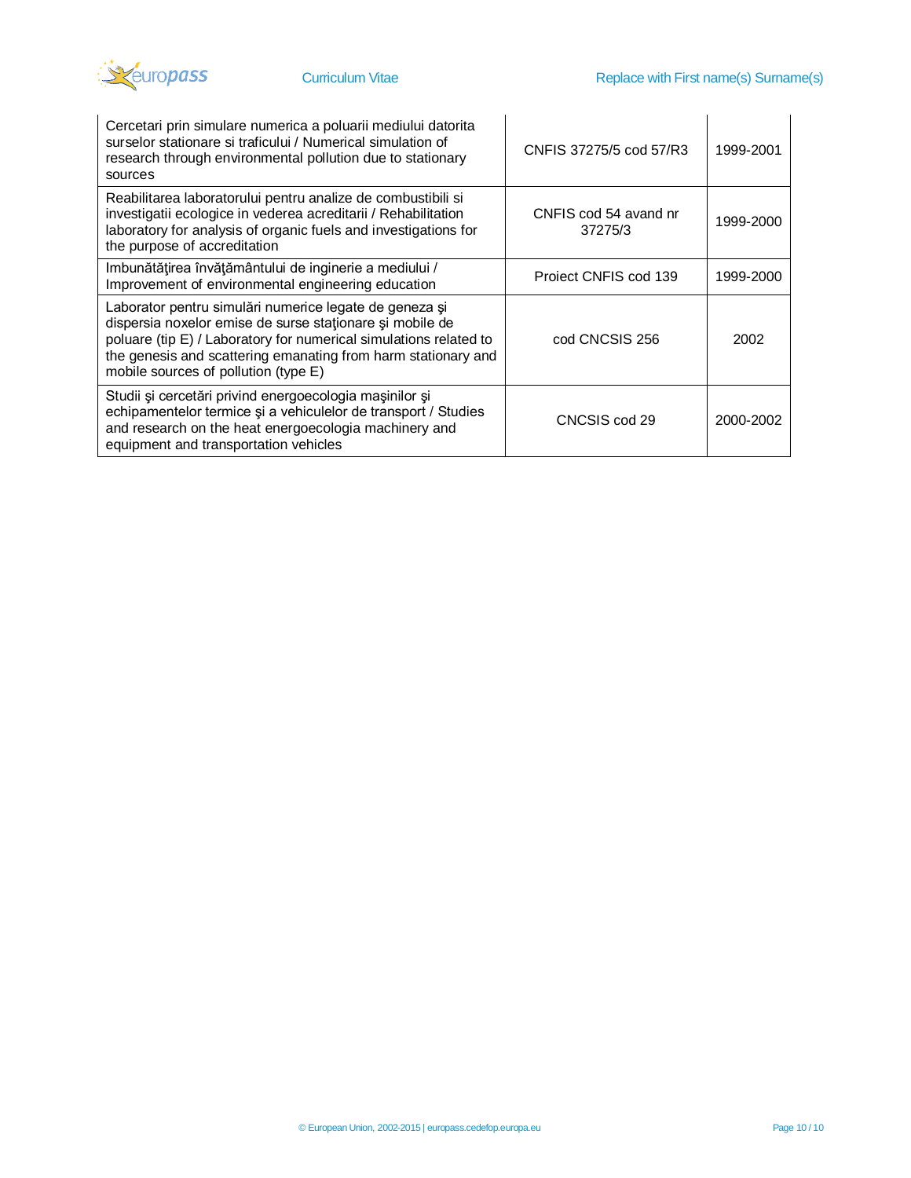| | | |
|---|---|---|
| Cercetari prin simulare numerica a poluarii mediului datorita surselor stationare si traficului / Numerical simulation of research through environmental pollution due to stationary sources | CNFIS 37275/5 cod 57/R3 | 1999-2001 |
| Reabilitarea laboratorului pentru analize de combustibili si investigatii ecologice in vederea acreditarii / Rehabilitation laboratory for analysis of organic fuels and investigations for the purpose of accreditation | CNFIS cod 54 avand nr 37275/3 | 1999-2000 |
| Imbunătăţirea învăţământului de inginerie a mediului / Improvement of environmental engineering education | Proiect CNFIS cod 139 | 1999-2000 |
| Laborator pentru simulări numerice legate de geneza şi dispersia noxelor emise de surse staţionare şi mobile de poluare (tip E) / Laboratory for numerical simulations related to the genesis and scattering emanating from harm stationary and mobile sources of pollution (type E) | cod CNCSIS 256 | 2002 |
| Studii şi cercetări privind energoecologia maşinilor şi echipamentelor termice şi a vehiculelor de transport / Studies and research on the heat energoecologia machinery and equipment and transportation vehicles | CNCSIS cod 29 | 2000-2002 |